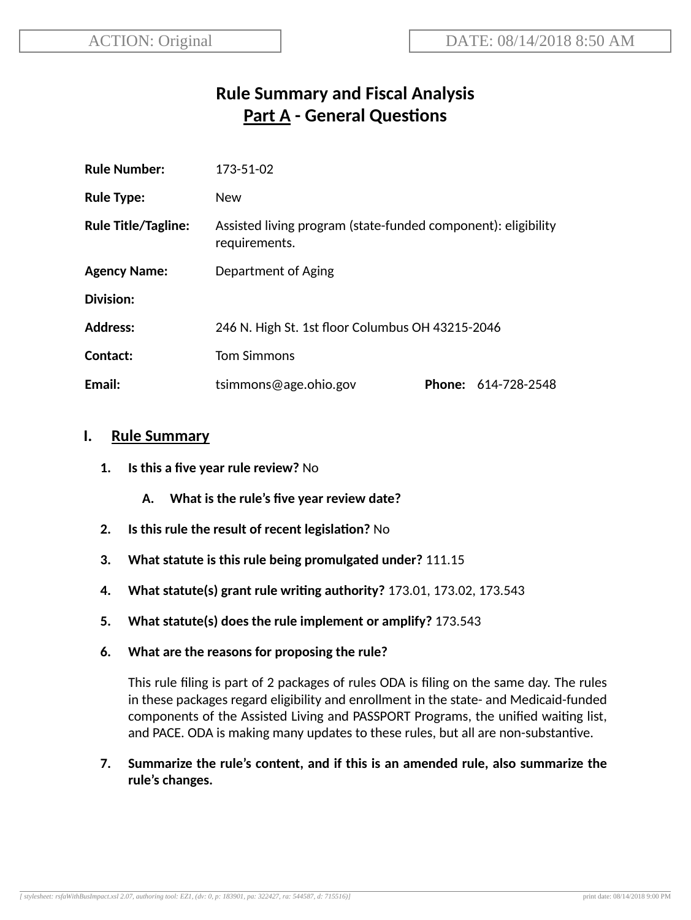ACTION: Original

DATE: 08/14/2018 8:50 AM

# Rule Summary and Fiscal Analysis
## Part A - General Questions

| | |
|---|---|
| **Rule Number:** | 173-51-02 |
| **Rule Type:** | New |
| **Rule Title/Tagline:** | Assisted living program (state-funded component): eligibility requirements. |
| **Agency Name:** | Department of Aging |
| **Division:** | |
| **Address:** | 246 N. High St. 1st floor Columbus OH 43215-2046 |
| **Contact:** | Tom Simmons |
| **Email:** | tsimmons@age.ohio.gov **Phone:** 614-728-2548 |

## I. Rule Summary

1. **Is this a five year rule review?** No

   A. **What is the rule's five year review date?**

2. **Is this rule the result of recent legislation?** No

3. **What statute is this rule being promulgated under?** 111.15

4. **What statute(s) grant rule writing authority?** 173.01, 173.02, 173.543

5. **What statute(s) does the rule implement or amplify?** 173.543

6. **What are the reasons for proposing the rule?**

   This rule filing is part of 2 packages of rules ODA is filing on the same day. The rules in these packages regard eligibility and enrollment in the state- and Medicaid-funded components of the Assisted Living and PASSPORT Programs, the unified waiting list, and PACE. ODA is making many updates to these rules, but all are non-substantive.

7. **Summarize the rule's content, and if this is an amended rule, also summarize the rule's changes.**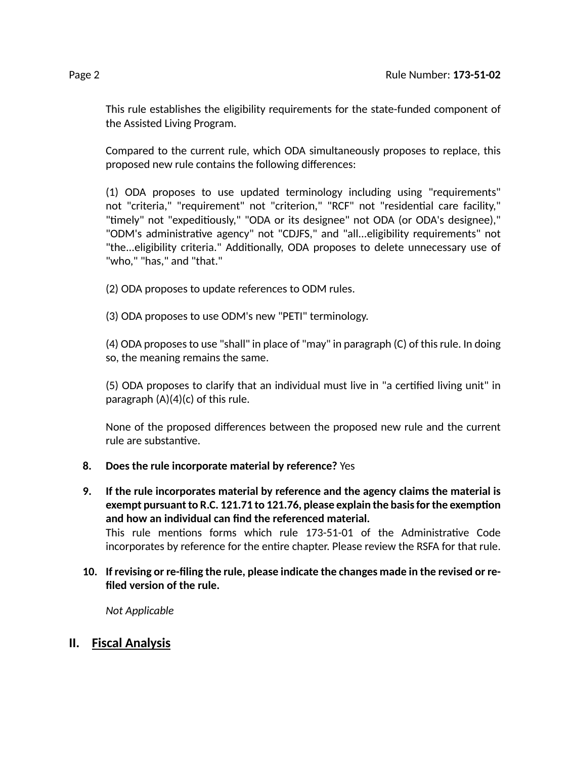This rule establishes the eligibility requirements for the state-funded component of the Assisted Living Program.

Compared to the current rule, which ODA simultaneously proposes to replace, this proposed new rule contains the following differences:

(1) ODA proposes to use updated terminology including using "requirements" not "criteria," "requirement" not "criterion," "RCF" not "residential care facility," "timely" not "expeditiously," "ODA or its designee" not ODA (or ODA's designee)," "ODM's administrative agency" not "CDJFS," and "all...eligibility requirements" not "the...eligibility criteria." Additionally, ODA proposes to delete unnecessary use of "who," "has," and "that."

(2) ODA proposes to update references to ODM rules.

(3) ODA proposes to use ODM's new "PETI" terminology.

(4) ODA proposes to use "shall" in place of "may" in paragraph (C) of this rule. In doing so, the meaning remains the same.

(5) ODA proposes to clarify that an individual must live in "a certified living unit" in paragraph (A)(4)(c) of this rule.

None of the proposed differences between the proposed new rule and the current rule are substantive.

8. **Does the rule incorporate material by reference?** Yes

9. **If the rule incorporates material by reference and the agency claims the material is exempt pursuant to R.C. 121.71 to 121.76, please explain the basis for the exemption and how an individual can find the referenced material.**
   This rule mentions forms which rule 173-51-01 of the Administrative Code incorporates by reference for the entire chapter. Please review the RSFA for that rule.

10. **If revising or re-filing the rule, please indicate the changes made in the revised or re-filed version of the rule.**

    *Not Applicable*

## II. Fiscal Analysis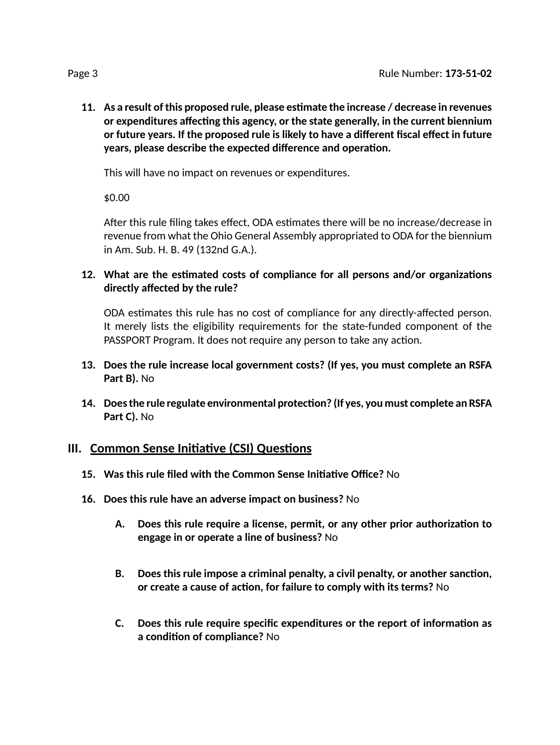11. **As a result of this proposed rule, please estimate the increase / decrease in revenues or expenditures affecting this agency, or the state generally, in the current biennium or future years. If the proposed rule is likely to have a different fiscal effect in future years, please describe the expected difference and operation.**

    This will have no impact on revenues or expenditures.

    $0.00

    After this rule filing takes effect, ODA estimates there will be no increase/decrease in revenue from what the Ohio General Assembly appropriated to ODA for the biennium in Am. Sub. H. B. 49 (132nd G.A.).

12. **What are the estimated costs of compliance for all persons and/or organizations directly affected by the rule?**

    ODA estimates this rule has no cost of compliance for any directly-affected person. It merely lists the eligibility requirements for the state-funded component of the PASSPORT Program. It does not require any person to take any action.

13. **Does the rule increase local government costs? (If yes, you must complete an RSFA Part B).** No

14. **Does the rule regulate environmental protection? (If yes, you must complete an RSFA Part C).** No

## III. Common Sense Initiative (CSI) Questions

15. **Was this rule filed with the Common Sense Initiative Office?** No

16. **Does this rule have an adverse impact on business?** No

    A. **Does this rule require a license, permit, or any other prior authorization to engage in or operate a line of business?** No

    B. **Does this rule impose a criminal penalty, a civil penalty, or another sanction, or create a cause of action, for failure to comply with its terms?** No

    C. **Does this rule require specific expenditures or the report of information as a condition of compliance?** No